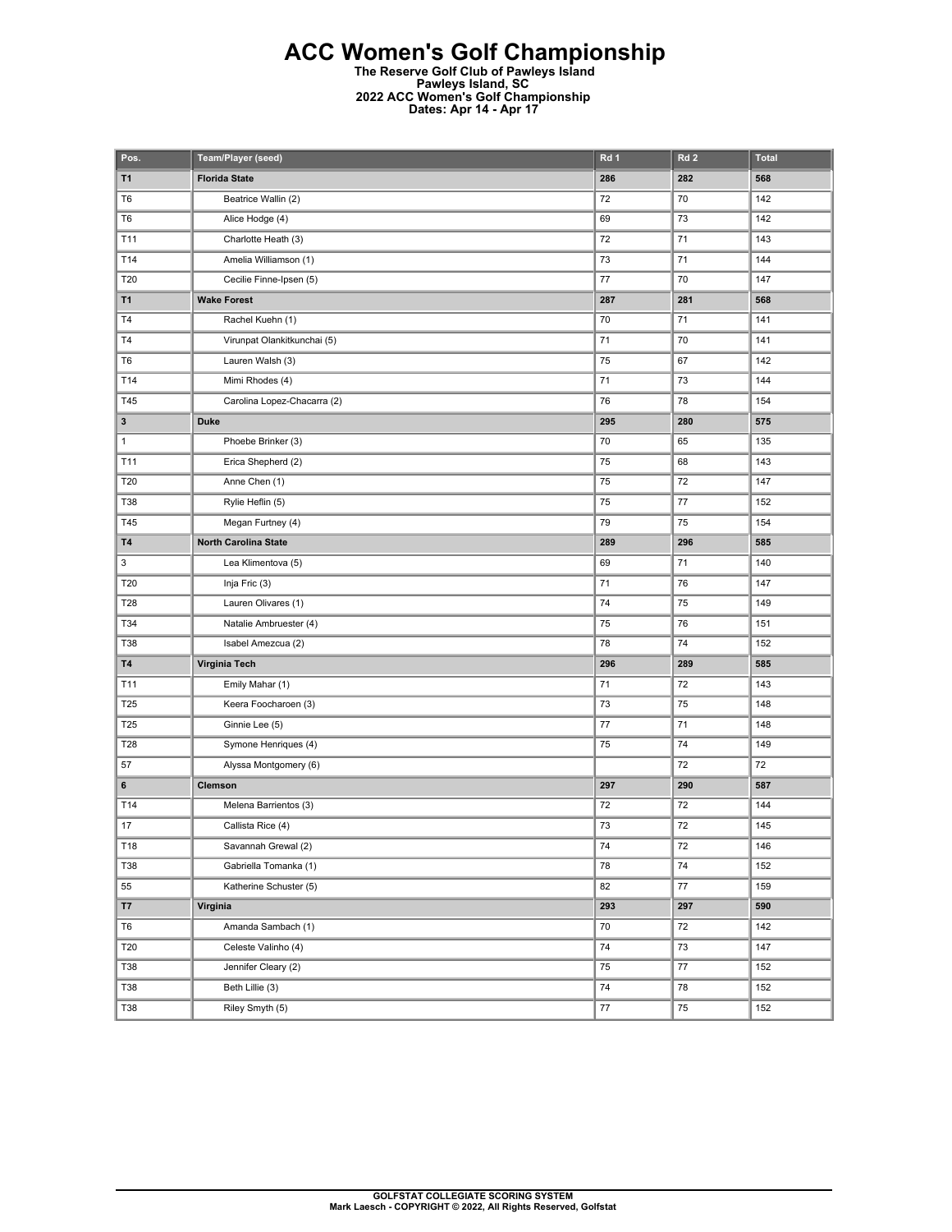# ACC Women's Golf Championship

**The Reserve Golf Club of Pawleys Island**
**Pawleys Island, SC**
**2022 ACC Women's Golf Championship**
**Dates: Apr 14 - Apr 17**

| Pos. | Team/Player (seed) | Rd 1 | Rd 2 | Total |
|---|---|---|---|---|
| **T1** | **Florida State** | **286** | **282** | **568** |
| T6 | Beatrice Wallin (2) | 72 | 70 | 142 |
| T6 | Alice Hodge (4) | 69 | 73 | 142 |
| T11 | Charlotte Heath (3) | 72 | 71 | 143 |
| T14 | Amelia Williamson (1) | 73 | 71 | 144 |
| T20 | Cecilie Finne-Ipsen (5) | 77 | 70 | 147 |
| **T1** | **Wake Forest** | **287** | **281** | **568** |
| T4 | Rachel Kuehn (1) | 70 | 71 | 141 |
| T4 | Virunpat Olankitkunchai (5) | 71 | 70 | 141 |
| T6 | Lauren Walsh (3) | 75 | 67 | 142 |
| T14 | Mimi Rhodes (4) | 71 | 73 | 144 |
| T45 | Carolina Lopez-Chacarra (2) | 76 | 78 | 154 |
| **3** | **Duke** | **295** | **280** | **575** |
| 1 | Phoebe Brinker (3) | 70 | 65 | 135 |
| T11 | Erica Shepherd (2) | 75 | 68 | 143 |
| T20 | Anne Chen (1) | 75 | 72 | 147 |
| T38 | Rylie Heflin (5) | 75 | 77 | 152 |
| T45 | Megan Furtney (4) | 79 | 75 | 154 |
| **T4** | **North Carolina State** | **289** | **296** | **585** |
| 3 | Lea Klimentova (5) | 69 | 71 | 140 |
| T20 | Inja Fric (3) | 71 | 76 | 147 |
| T28 | Lauren Olivares (1) | 74 | 75 | 149 |
| T34 | Natalie Ambruester (4) | 75 | 76 | 151 |
| T38 | Isabel Amezcua (2) | 78 | 74 | 152 |
| **T4** | **Virginia Tech** | **296** | **289** | **585** |
| T11 | Emily Mahar (1) | 71 | 72 | 143 |
| T25 | Keera Foocharoen (3) | 73 | 75 | 148 |
| T25 | Ginnie Lee (5) | 77 | 71 | 148 |
| T28 | Symone Henriques (4) | 75 | 74 | 149 |
| 57 | Alyssa Montgomery (6) | | 72 | 72 |
| **6** | **Clemson** | **297** | **290** | **587** |
| T14 | Melena Barrientos (3) | 72 | 72 | 144 |
| 17 | Callista Rice (4) | 73 | 72 | 145 |
| T18 | Savannah Grewal (2) | 74 | 72 | 146 |
| T38 | Gabriella Tomanka (1) | 78 | 74 | 152 |
| 55 | Katherine Schuster (5) | 82 | 77 | 159 |
| **T7** | **Virginia** | **293** | **297** | **590** |
| T6 | Amanda Sambach (1) | 70 | 72 | 142 |
| T20 | Celeste Valinho (4) | 74 | 73 | 147 |
| T38 | Jennifer Cleary (2) | 75 | 77 | 152 |
| T38 | Beth Lillie (3) | 74 | 78 | 152 |
| T38 | Riley Smyth (5) | 77 | 75 | 152 |

**GOLFSTAT COLLEGIATE SCORING SYSTEM**
**Mark Laesch - COPYRIGHT © 2022, All Rights Reserved, Golfstat**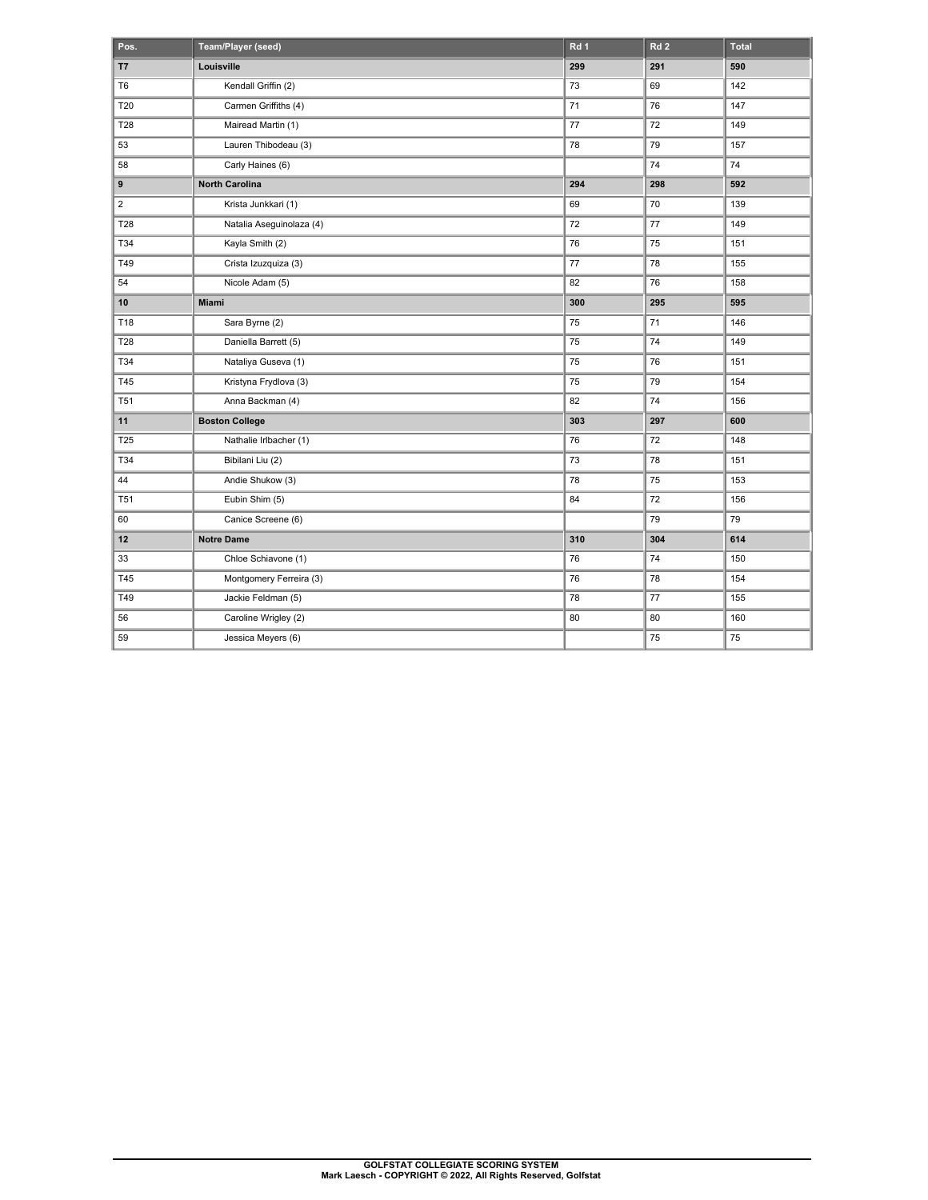| Pos. | Team/Player (seed) | Rd 1 | Rd 2 | Total |
|---|---|---|---|---|
| **T7** | **Louisville** | **299** | **291** | **590** |
| T6 | Kendall Griffin (2) | 73 | 69 | 142 |
| T20 | Carmen Griffiths (4) | 71 | 76 | 147 |
| T28 | Mairead Martin (1) | 77 | 72 | 149 |
| 53 | Lauren Thibodeau (3) | 78 | 79 | 157 |
| 58 | Carly Haines (6) | | 74 | 74 |
| **9** | **North Carolina** | **294** | **298** | **592** |
| 2 | Krista Junkkari (1) | 69 | 70 | 139 |
| T28 | Natalia Aseguinolaza (4) | 72 | 77 | 149 |
| T34 | Kayla Smith (2) | 76 | 75 | 151 |
| T49 | Crista Izuzquiza (3) | 77 | 78 | 155 |
| 54 | Nicole Adam (5) | 82 | 76 | 158 |
| **10** | **Miami** | **300** | **295** | **595** |
| T18 | Sara Byrne (2) | 75 | 71 | 146 |
| T28 | Daniella Barrett (5) | 75 | 74 | 149 |
| T34 | Nataliya Guseva (1) | 75 | 76 | 151 |
| T45 | Kristyna Frydlova (3) | 75 | 79 | 154 |
| T51 | Anna Backman (4) | 82 | 74 | 156 |
| **11** | **Boston College** | **303** | **297** | **600** |
| T25 | Nathalie Irlbacher (1) | 76 | 72 | 148 |
| T34 | Bibilani Liu (2) | 73 | 78 | 151 |
| 44 | Andie Shukow (3) | 78 | 75 | 153 |
| T51 | Eubin Shim (5) | 84 | 72 | 156 |
| 60 | Canice Screene (6) | | 79 | 79 |
| **12** | **Notre Dame** | **310** | **304** | **614** |
| 33 | Chloe Schiavone (1) | 76 | 74 | 150 |
| T45 | Montgomery Ferreira (3) | 76 | 78 | 154 |
| T49 | Jackie Feldman (5) | 78 | 77 | 155 |
| 56 | Caroline Wrigley (2) | 80 | 80 | 160 |
| 59 | Jessica Meyers (6) | | 75 | 75 |

GOLFSTAT COLLEGIATE SCORING SYSTEM
Mark Laesch - COPYRIGHT © 2022, All Rights Reserved, Golfstat